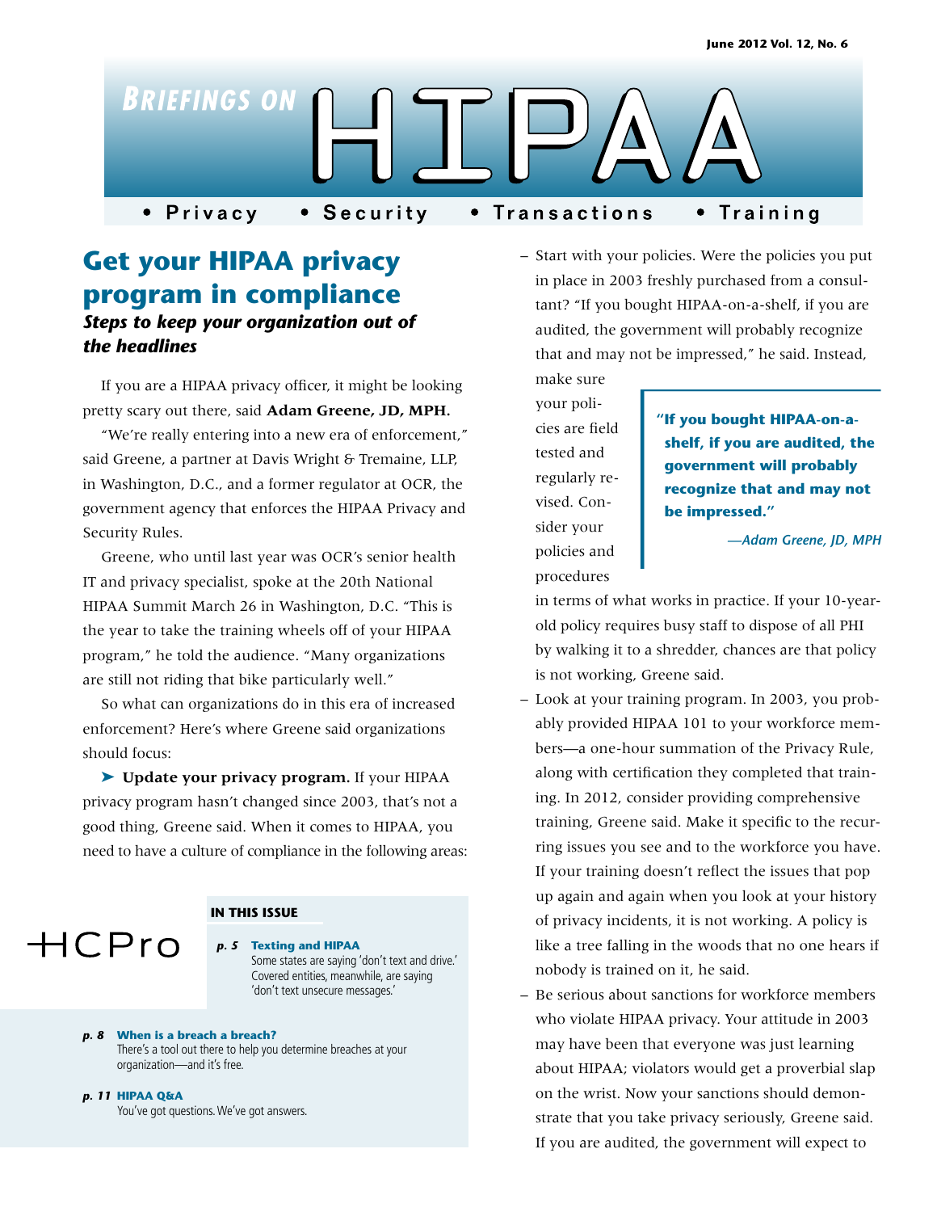# Briefings on HIPAA

• Privacy • Security • Transactions • Training

## Get your HIPAA privacy program in compliance

### *Steps to keep your organization out of the headlines*

If you are a HIPAA privacy officer, it might be looking pretty scary out there, said **Adam Greene, JD, MPH.**

"We're really entering into a new era of enforcement," said Greene, a partner at Davis Wright & Tremaine, LLP, in Washington, D.C., and a former regulator at OCR, the government agency that enforces the HIPAA Privacy and Security Rules.

Greene, who until last year was OCR's senior health IT and privacy specialist, spoke at the 20th National HIPAA Summit March 26 in Washington, D.C. "This is the year to take the training wheels off of your HIPAA program," he told the audience. "Many organizations are still not riding that bike particularly well."

So what can organizations do in this era of increased enforcement? Here's where Greene said organizations should focus:

➤ **Update your privacy program.** If your HIPAA privacy program hasn't changed since 2003, that's not a good thing, Greene said. When it comes to HIPAA, you need to have a culture of compliance in the following areas:

- Start with your policies. Were the policies you put in place in 2003 freshly purchased from a consultant? "If you bought HIPAA-on-a-shelf, if you are audited, the government will probably recognize that and may not be impressed," he said. Instead, make sure your policies are field tested and regularly revised. Consider your policies and procedures in terms of what works in practice. If your 10-year-old policy requires busy staff to dispose of all PHI by walking it to a shredder, chances are that policy is not working, Greene said.

> **"If you bought HIPAA-on-a-shelf, if you are audited, the government will probably recognize that and may not be impressed."**
>
> *—Adam Greene, JD, MPH*

- Look at your training program. In 2003, you probably provided HIPAA 101 to your workforce members—a one-hour summation of the Privacy Rule, along with certification they completed that training. In 2012, consider providing comprehensive training, Greene said. Make it specific to the recurring issues you see and to the workforce you have. If your training doesn't reflect the issues that pop up again and again when you look at your history of privacy incidents, it is not working. A policy is like a tree falling in the woods that no one hears if nobody is trained on it, he said.
- Be serious about sanctions for workforce members who violate HIPAA privacy. Your attitude in 2003 may have been that everyone was just learning about HIPAA; violators would get a proverbial slap on the wrist. Now your sanctions should demonstrate that you take privacy seriously, Greene said. If you are audited, the government will expect to

HCPro

**IN THIS ISSUE**

**p. 5 Texting and HIPAA**
Some states are saying 'don't text and drive.' Covered entities, meanwhile, are saying 'don't text unsecure messages.'

**p. 8 When is a breach a breach?**
There's a tool out there to help you determine breaches at your organization—and it's free.

**p. 11 HIPAA Q&A**
You've got questions. We've got answers.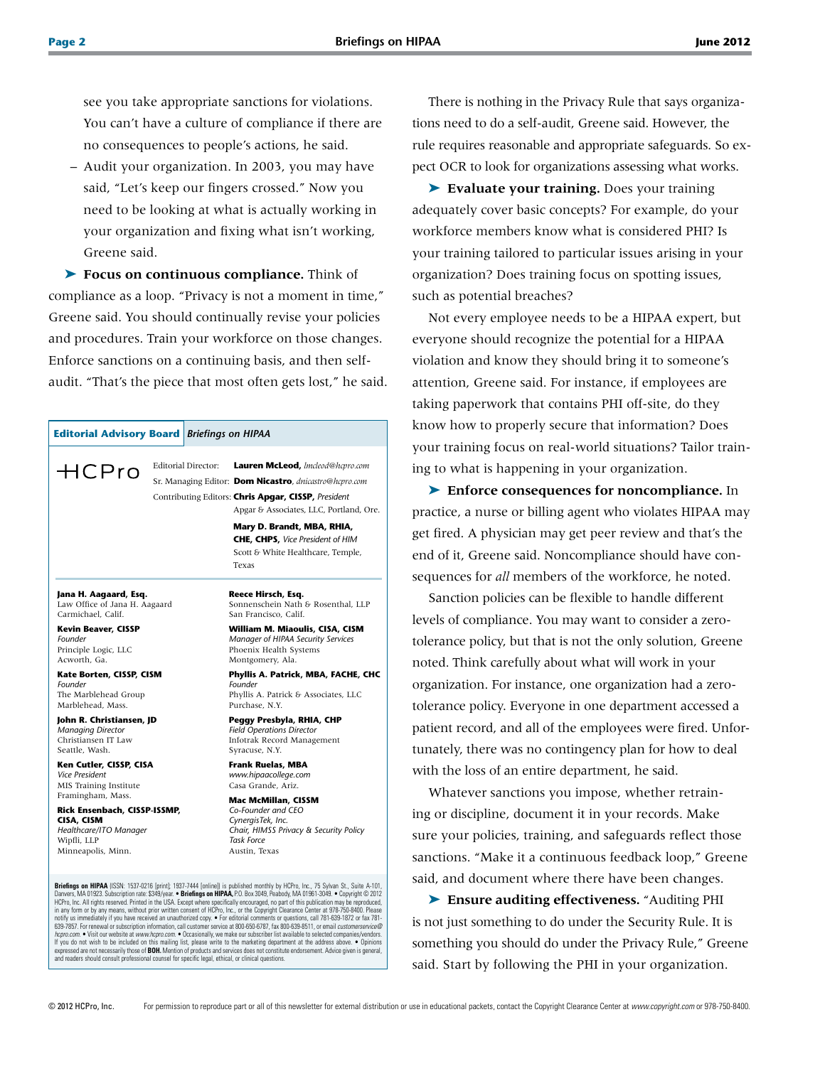see you take appropriate sanctions for violations. You can't have a culture of compliance if there are no consequences to people's actions, he said.

– Audit your organization. In 2003, you may have said, "Let's keep our fingers crossed." Now you need to be looking at what is actually working in your organization and fixing what isn't working, Greene said.

➤ **Focus on continuous compliance.** Think of compliance as a loop. "Privacy is not a moment in time," Greene said. You should continually revise your policies and procedures. Train your workforce on those changes. Enforce sanctions on a continuing basis, and then self-audit. "That's the piece that most often gets lost," he said.

**Editorial Advisory Board** *Briefings on HIPAA*

HCPro

Editorial Director: **Lauren McLeod,** *lmcleod@hcpro.com*
Sr. Managing Editor: **Dom Nicastro**, *dnicastro@hcpro.com*
Contributing Editors: **Chris Apgar, CISSP,** *President*
Apgar & Associates, LLC, Portland, Ore.

**Mary D. Brandt, MBA, RHIA, CHE, CHPS,** *Vice President of HIM*
Scott & White Healthcare, Temple, Texas

**Jana H. Aagaard, Esq.**
Law Office of Jana H. Aagaard
Carmichael, Calif.

**Kevin Beaver, CISSP**
*Founder*
Principle Logic, LLC
Acworth, Ga.

**Kate Borten, CISSP, CISM**
*Founder*
The Marblehead Group
Marblehead, Mass.

**John R. Christiansen, JD**
*Managing Director*
Christiansen IT Law
Seattle, Wash.

**Ken Cutler, CISSP, CISA**
*Vice President*
MIS Training Institute
Framingham, Mass.

**Rick Ensenbach, CISSP-ISSMP, CISA, CISM**
*Healthcare/ITO Manager*
Wipfli, LLP
Minneapolis, Minn.

**Reece Hirsch, Esq.**
Sonnenschein Nath & Rosenthal, LLP
San Francisco, Calif.

**William M. Miaoulis, CISA, CISM**
*Manager of HIPAA Security Services*
Phoenix Health Systems
Montgomery, Ala.

**Phyllis A. Patrick, MBA, FACHE, CHC**
*Founder*
Phyllis A. Patrick & Associates, LLC
Purchase, N.Y.

**Peggy Presbyla, RHIA, CHP**
*Field Operations Director*
Infotrak Record Management
Syracuse, N.Y.

**Frank Ruelas, MBA**
*www.hipaacollege.com*
Casa Grande, Ariz.

**Mac McMillan, CISSM**
*Co-Founder and CEO*
*CynergisTek, Inc.*
*Chair, HIMSS Privacy & Security Policy Task Force*
Austin, Texas

**Briefings on HIPAA** (ISSN: 1537-0216 [print]; 1937-7444 [online]) is published monthly by HCPro, Inc., 75 Sylvan St., Suite A-101, Danvers, MA 01923. Subscription rate: $349/year. • **Briefings on HIPAA,** P.O. Box 3049, Peabody, MA 01961-3049. • Copyright © 2012 HCPro, Inc. All rights reserved. Printed in the USA. Except where specifically encouraged, no part of this publication may be reproduced, in any form or by any means, without prior written consent of HCPro, Inc., or the Copyright Clearance Center at 978-750-8400. Please notify us immediately if you have received an unauthorized copy. • For editorial comments or questions, call 781-639-1872 or fax 781-639-7857. For renewal or subscription information, call customer service at 800-650-6787, fax 800-639-8511, or email *customerservice@hcpro.com*. • Visit our website at *www.hcpro.com*. • Occasionally, we make our subscriber list available to selected companies/vendors. If you do not wish to be included on this mailing list, please write to the marketing department at the address above. • Opinions expressed are not necessarily those of **BOH.** Mention of products and services does not constitute endorsement. Advice given is general, and readers should consult professional counsel for specific legal, ethical, or clinical questions.

There is nothing in the Privacy Rule that says organizations need to do a self-audit, Greene said. However, the rule requires reasonable and appropriate safeguards. So expect OCR to look for organizations assessing what works.

➤ **Evaluate your training.** Does your training adequately cover basic concepts? For example, do your workforce members know what is considered PHI? Is your training tailored to particular issues arising in your organization? Does training focus on spotting issues, such as potential breaches?

Not every employee needs to be a HIPAA expert, but everyone should recognize the potential for a HIPAA violation and know they should bring it to someone's attention, Greene said. For instance, if employees are taking paperwork that contains PHI off-site, do they know how to properly secure that information? Does your training focus on real-world situations? Tailor training to what is happening in your organization.

➤ **Enforce consequences for noncompliance.** In practice, a nurse or billing agent who violates HIPAA may get fired. A physician may get peer review and that's the end of it, Greene said. Noncompliance should have consequences for *all* members of the workforce, he noted.

Sanction policies can be flexible to handle different levels of compliance. You may want to consider a zero-tolerance policy, but that is not the only solution, Greene noted. Think carefully about what will work in your organization. For instance, one organization had a zero-tolerance policy. Everyone in one department accessed a patient record, and all of the employees were fired. Unfortunately, there was no contingency plan for how to deal with the loss of an entire department, he said.

Whatever sanctions you impose, whether retraining or discipline, document it in your records. Make sure your policies, training, and safeguards reflect those sanctions. "Make it a continuous feedback loop," Greene said, and document where there have been changes.

➤ **Ensure auditing effectiveness.** "Auditing PHI is not just something to do under the Security Rule. It is something you should do under the Privacy Rule," Greene said. Start by following the PHI in your organization.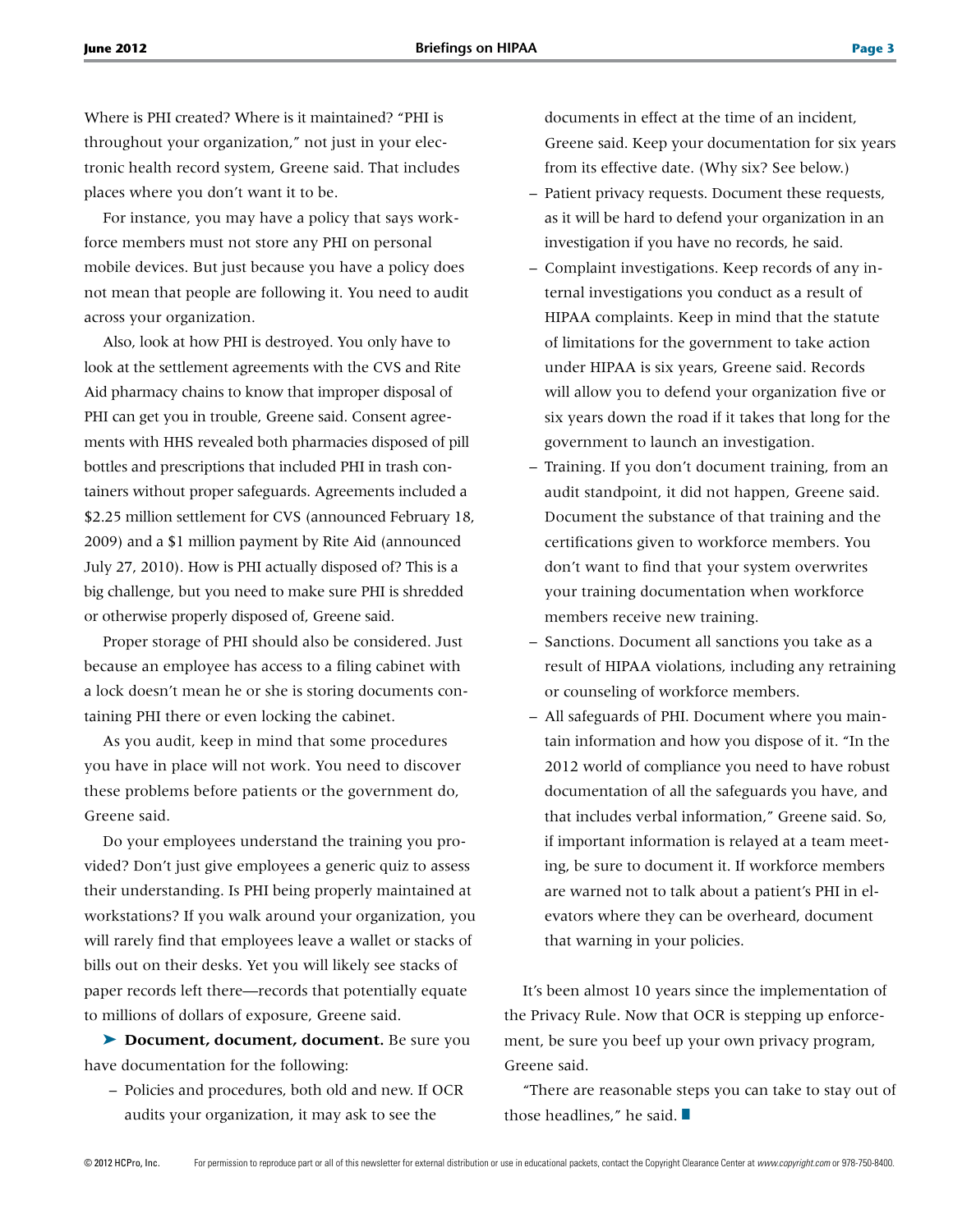Where is PHI created? Where is it maintained? "PHI is throughout your organization," not just in your electronic health record system, Greene said. That includes places where you don't want it to be.

For instance, you may have a policy that says workforce members must not store any PHI on personal mobile devices. But just because you have a policy does not mean that people are following it. You need to audit across your organization.

Also, look at how PHI is destroyed. You only have to look at the settlement agreements with the CVS and Rite Aid pharmacy chains to know that improper disposal of PHI can get you in trouble, Greene said. Consent agreements with HHS revealed both pharmacies disposed of pill bottles and prescriptions that included PHI in trash containers without proper safeguards. Agreements included a $2.25 million settlement for CVS (announced February 18, 2009) and a $1 million payment by Rite Aid (announced July 27, 2010). How is PHI actually disposed of? This is a big challenge, but you need to make sure PHI is shredded or otherwise properly disposed of, Greene said.

Proper storage of PHI should also be considered. Just because an employee has access to a filing cabinet with a lock doesn't mean he or she is storing documents containing PHI there or even locking the cabinet.

As you audit, keep in mind that some procedures you have in place will not work. You need to discover these problems before patients or the government do, Greene said.

Do your employees understand the training you provided? Don't just give employees a generic quiz to assess their understanding. Is PHI being properly maintained at workstations? If you walk around your organization, you will rarely find that employees leave a wallet or stacks of bills out on their desks. Yet you will likely see stacks of paper records left there—records that potentially equate to millions of dollars of exposure, Greene said.

➤ **Document, document, document.** Be sure you have documentation for the following:

- Policies and procedures, both old and new. If OCR audits your organization, it may ask to see the documents in effect at the time of an incident, Greene said. Keep your documentation for six years from its effective date. (Why six? See below.)
- Patient privacy requests. Document these requests, as it will be hard to defend your organization in an investigation if you have no records, he said.
- Complaint investigations. Keep records of any internal investigations you conduct as a result of HIPAA complaints. Keep in mind that the statute of limitations for the government to take action under HIPAA is six years, Greene said. Records will allow you to defend your organization five or six years down the road if it takes that long for the government to launch an investigation.
- Training. If you don't document training, from an audit standpoint, it did not happen, Greene said. Document the substance of that training and the certifications given to workforce members. You don't want to find that your system overwrites your training documentation when workforce members receive new training.
- Sanctions. Document all sanctions you take as a result of HIPAA violations, including any retraining or counseling of workforce members.
- All safeguards of PHI. Document where you maintain information and how you dispose of it. "In the 2012 world of compliance you need to have robust documentation of all the safeguards you have, and that includes verbal information," Greene said. So, if important information is relayed at a team meeting, be sure to document it. If workforce members are warned not to talk about a patient's PHI in elevators where they can be overheard, document that warning in your policies.

It's been almost 10 years since the implementation of the Privacy Rule. Now that OCR is stepping up enforcement, be sure you beef up your own privacy program, Greene said.

"There are reasonable steps you can take to stay out of those headlines," he said. ■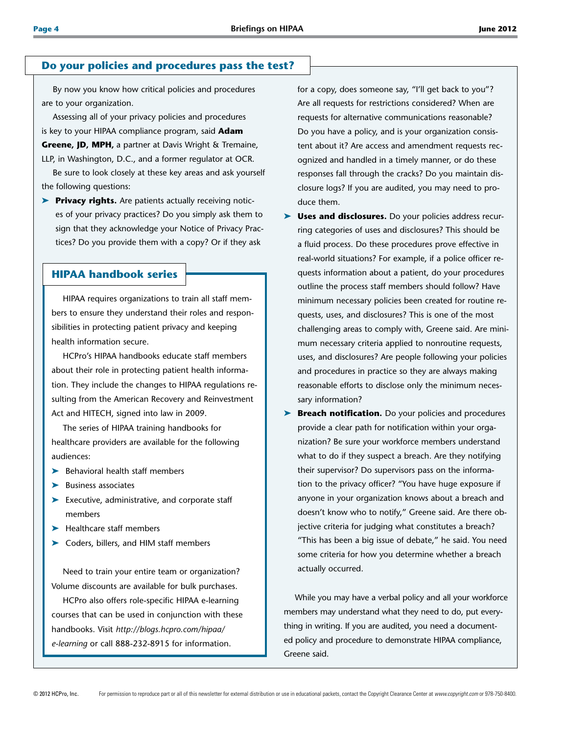## Do your policies and procedures pass the test?

By now you know how critical policies and procedures are to your organization.

Assessing all of your privacy policies and procedures is key to your HIPAA compliance program, said **Adam Greene, JD, MPH,** a partner at Davis Wright & Tremaine, LLP, in Washington, D.C., and a former regulator at OCR.

Be sure to look closely at these key areas and ask yourself the following questions:

- **Privacy rights.** Are patients actually receiving notices of your privacy practices? Do you simply ask them to sign that they acknowledge your Notice of Privacy Practices? Do you provide them with a copy? Or if they ask for a copy, does someone say, "I'll get back to you"? Are all requests for restrictions considered? When are requests for alternative communications reasonable? Do you have a policy, and is your organization consistent about it? Are access and amendment requests recognized and handled in a timely manner, or do these responses fall through the cracks? Do you maintain disclosure logs? If you are audited, you may need to produce them.
- **Uses and disclosures.** Do your policies address recurring categories of uses and disclosures? This should be a fluid process. Do these procedures prove effective in real-world situations? For example, if a police officer requests information about a patient, do your procedures outline the process staff members should follow? Have minimum necessary policies been created for routine requests, uses, and disclosures? This is one of the most challenging areas to comply with, Greene said. Are minimum necessary criteria applied to nonroutine requests, uses, and disclosures? Are people following your policies and procedures in practice so they are always making reasonable efforts to disclose only the minimum necessary information?
- **Breach notification.** Do your policies and procedures provide a clear path for notification within your organization? Be sure your workforce members understand what to do if they suspect a breach. Are they notifying their supervisor? Do supervisors pass on the information to the privacy officer? "You have huge exposure if anyone in your organization knows about a breach and doesn't know who to notify," Greene said. Are there objective criteria for judging what constitutes a breach? "This has been a big issue of debate," he said. You need some criteria for how you determine whether a breach actually occurred.

While you may have a verbal policy and all your workforce members may understand what they need to do, put everything in writing. If you are audited, you need a documented policy and procedure to demonstrate HIPAA compliance, Greene said.

### HIPAA handbook series

HIPAA requires organizations to train all staff members to ensure they understand their roles and responsibilities in protecting patient privacy and keeping health information secure.

HCPro's HIPAA handbooks educate staff members about their role in protecting patient health information. They include the changes to HIPAA regulations resulting from the American Recovery and Reinvestment Act and HITECH, signed into law in 2009.

The series of HIPAA training handbooks for healthcare providers are available for the following audiences:

- Behavioral health staff members
- Business associates
- Executive, administrative, and corporate staff members
- Healthcare staff members
- Coders, billers, and HIM staff members

Need to train your entire team or organization? Volume discounts are available for bulk purchases.

HCPro also offers role-specific HIPAA e-learning courses that can be used in conjunction with these handbooks. Visit *http://blogs.hcpro.com/hipaa/e-learning* or call 888-232-8915 for information.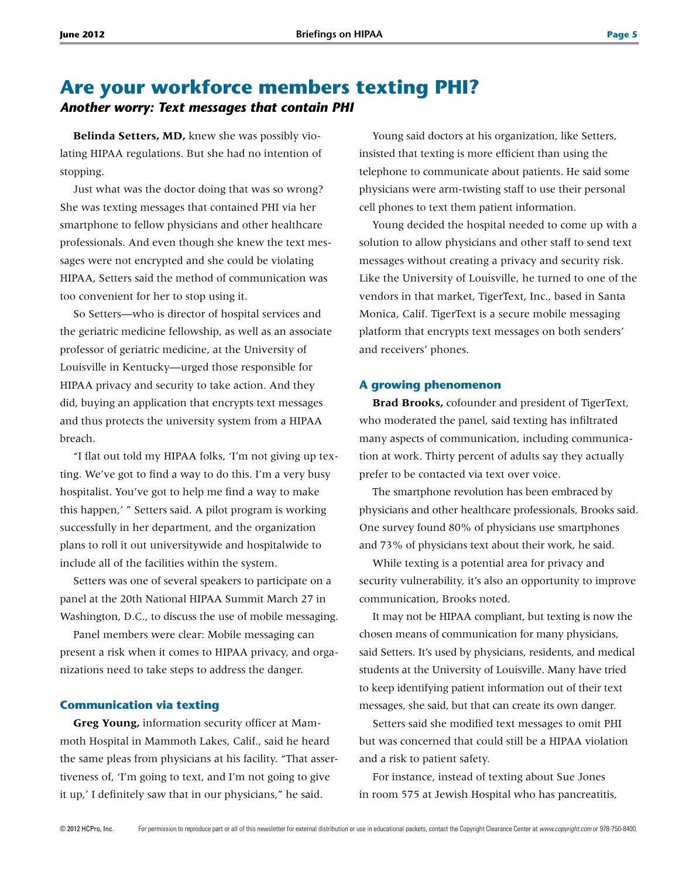# Are your workforce members texting PHI?

***Another worry: Text messages that contain PHI***

**Belinda Setters, MD,** knew she was possibly violating HIPAA regulations. But she had no intention of stopping.

Just what was the doctor doing that was so wrong? She was texting messages that contained PHI via her smartphone to fellow physicians and other healthcare professionals. And even though she knew the text messages were not encrypted and she could be violating HIPAA, Setters said the method of communication was too convenient for her to stop using it.

So Setters—who is director of hospital services and the geriatric medicine fellowship, as well as an associate professor of geriatric medicine, at the University of Louisville in Kentucky—urged those responsible for HIPAA privacy and security to take action. And they did, buying an application that encrypts text messages and thus protects the university system from a HIPAA breach.

"I flat out told my HIPAA folks, 'I'm not giving up texting. We've got to find a way to do this. I'm a very busy hospitalist. You've got to help me find a way to make this happen,' " Setters said. A pilot program is working successfully in her department, and the organization plans to roll it out universitywide and hospitalwide to include all of the facilities within the system.

Setters was one of several speakers to participate on a panel at the 20th National HIPAA Summit March 27 in Washington, D.C., to discuss the use of mobile messaging.

Panel members were clear: Mobile messaging can present a risk when it comes to HIPAA privacy, and organizations need to take steps to address the danger.

### Communication via texting

**Greg Young,** information security officer at Mammoth Hospital in Mammoth Lakes, Calif., said he heard the same pleas from physicians at his facility. "That assertiveness of, 'I'm going to text, and I'm not going to give it up,' I definitely saw that in our physicians," he said.

Young said doctors at his organization, like Setters, insisted that texting is more efficient than using the telephone to communicate about patients. He said some physicians were arm-twisting staff to use their personal cell phones to text them patient information.

Young decided the hospital needed to come up with a solution to allow physicians and other staff to send text messages without creating a privacy and security risk. Like the University of Louisville, he turned to one of the vendors in that market, TigerText, Inc., based in Santa Monica, Calif. TigerText is a secure mobile messaging platform that encrypts text messages on both senders' and receivers' phones.

### A growing phenomenon

**Brad Brooks,** cofounder and president of TigerText, who moderated the panel, said texting has infiltrated many aspects of communication, including communication at work. Thirty percent of adults say they actually prefer to be contacted via text over voice.

The smartphone revolution has been embraced by physicians and other healthcare professionals, Brooks said. One survey found 80% of physicians use smartphones and 73% of physicians text about their work, he said.

While texting is a potential area for privacy and security vulnerability, it's also an opportunity to improve communication, Brooks noted.

It may not be HIPAA compliant, but texting is now the chosen means of communication for many physicians, said Setters. It's used by physicians, residents, and medical students at the University of Louisville. Many have tried to keep identifying patient information out of their text messages, she said, but that can create its own danger.

Setters said she modified text messages to omit PHI but was concerned that could still be a HIPAA violation and a risk to patient safety.

For instance, instead of texting about Sue Jones in room 575 at Jewish Hospital who has pancreatitis,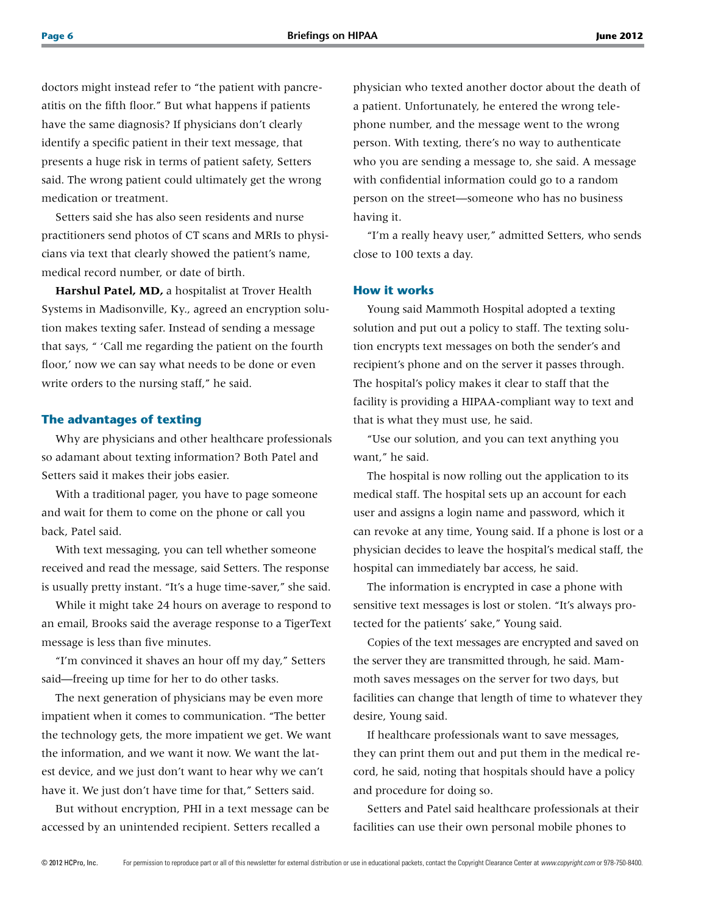doctors might instead refer to "the patient with pancreatitis on the fifth floor." But what happens if patients have the same diagnosis? If physicians don't clearly identify a specific patient in their text message, that presents a huge risk in terms of patient safety, Setters said. The wrong patient could ultimately get the wrong medication or treatment.

Setters said she has also seen residents and nurse practitioners send photos of CT scans and MRIs to physicians via text that clearly showed the patient's name, medical record number, or date of birth.

**Harshul Patel, MD,** a hospitalist at Trover Health Systems in Madisonville, Ky., agreed an encryption solution makes texting safer. Instead of sending a message that says, " 'Call me regarding the patient on the fourth floor,' now we can say what needs to be done or even write orders to the nursing staff," he said.

## The advantages of texting

Why are physicians and other healthcare professionals so adamant about texting information? Both Patel and Setters said it makes their jobs easier.

With a traditional pager, you have to page someone and wait for them to come on the phone or call you back, Patel said.

With text messaging, you can tell whether someone received and read the message, said Setters. The response is usually pretty instant. "It's a huge time-saver," she said.

While it might take 24 hours on average to respond to an email, Brooks said the average response to a TigerText message is less than five minutes.

"I'm convinced it shaves an hour off my day," Setters said—freeing up time for her to do other tasks.

The next generation of physicians may be even more impatient when it comes to communication. "The better the technology gets, the more impatient we get. We want the information, and we want it now. We want the latest device, and we just don't want to hear why we can't have it. We just don't have time for that," Setters said.

But without encryption, PHI in a text message can be accessed by an unintended recipient. Setters recalled a physician who texted another doctor about the death of a patient. Unfortunately, he entered the wrong telephone number, and the message went to the wrong person. With texting, there's no way to authenticate who you are sending a message to, she said. A message with confidential information could go to a random person on the street—someone who has no business having it.

"I'm a really heavy user," admitted Setters, who sends close to 100 texts a day.

## How it works

Young said Mammoth Hospital adopted a texting solution and put out a policy to staff. The texting solution encrypts text messages on both the sender's and recipient's phone and on the server it passes through. The hospital's policy makes it clear to staff that the facility is providing a HIPAA-compliant way to text and that is what they must use, he said.

"Use our solution, and you can text anything you want," he said.

The hospital is now rolling out the application to its medical staff. The hospital sets up an account for each user and assigns a login name and password, which it can revoke at any time, Young said. If a phone is lost or a physician decides to leave the hospital's medical staff, the hospital can immediately bar access, he said.

The information is encrypted in case a phone with sensitive text messages is lost or stolen. "It's always protected for the patients' sake," Young said.

Copies of the text messages are encrypted and saved on the server they are transmitted through, he said. Mammoth saves messages on the server for two days, but facilities can change that length of time to whatever they desire, Young said.

If healthcare professionals want to save messages, they can print them out and put them in the medical record, he said, noting that hospitals should have a policy and procedure for doing so.

Setters and Patel said healthcare professionals at their facilities can use their own personal mobile phones to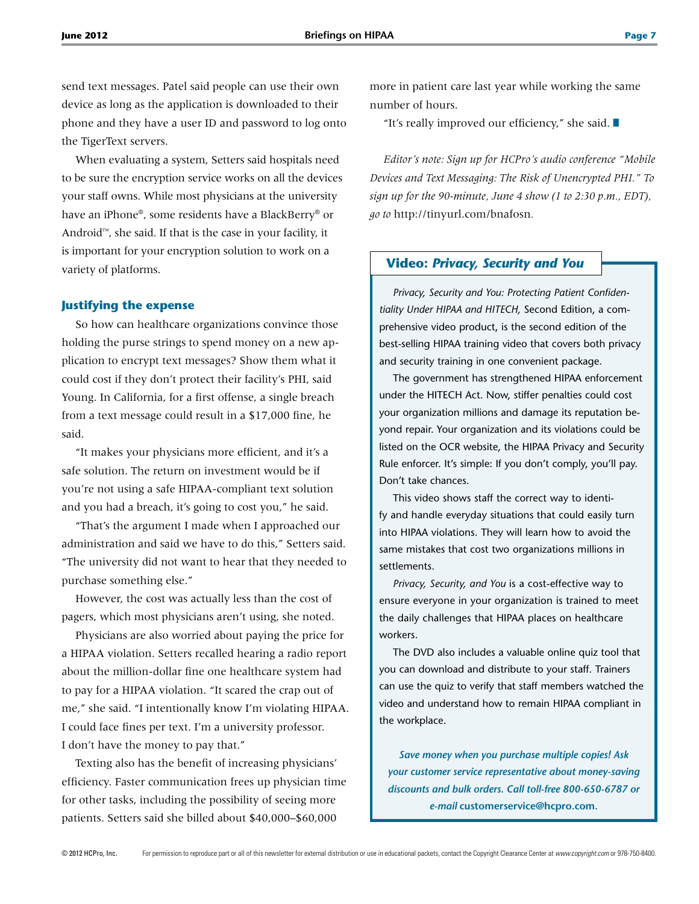send text messages. Patel said people can use their own device as long as the application is downloaded to their phone and they have a user ID and password to log onto the TigerText servers.

When evaluating a system, Setters said hospitals need to be sure the encryption service works on all the devices your staff owns. While most physicians at the university have an iPhone®, some residents have a BlackBerry® or Android™, she said. If that is the case in your facility, it is important for your encryption solution to work on a variety of platforms.

## Justifying the expense

So how can healthcare organizations convince those holding the purse strings to spend money on a new application to encrypt text messages? Show them what it could cost if they don't protect their facility's PHI, said Young. In California, for a first offense, a single breach from a text message could result in a $17,000 fine, he said.

"It makes your physicians more efficient, and it's a safe solution. The return on investment would be if you're not using a safe HIPAA-compliant text solution and you had a breach, it's going to cost you," he said.

"That's the argument I made when I approached our administration and said we have to do this," Setters said. "The university did not want to hear that they needed to purchase something else."

However, the cost was actually less than the cost of pagers, which most physicians aren't using, she noted.

Physicians are also worried about paying the price for a HIPAA violation. Setters recalled hearing a radio report about the million-dollar fine one healthcare system had to pay for a HIPAA violation. "It scared the crap out of me," she said. "I intentionally know I'm violating HIPAA. I could face fines per text. I'm a university professor. I don't have the money to pay that."

Texting also has the benefit of increasing physicians' efficiency. Faster communication frees up physician time for other tasks, including the possibility of seeing more patients. Setters said she billed about $40,000–$60,000 more in patient care last year while working the same number of hours.

"It's really improved our efficiency," she said. ■

*Editor's note: Sign up for HCPro's audio conference "Mobile Devices and Text Messaging: The Risk of Unencrypted PHI." To sign up for the 90-minute, June 4 show (1 to 2:30 p.m., EDT), go to* http://tinyurl.com/bnafosn.

## Video: *Privacy, Security and You*

*Privacy, Security and You: Protecting Patient Confidentiality Under HIPAA and HITECH,* Second Edition, a comprehensive video product, is the second edition of the best-selling HIPAA training video that covers both privacy and security training in one convenient package.

The government has strengthened HIPAA enforcement under the HITECH Act. Now, stiffer penalties could cost your organization millions and damage its reputation beyond repair. Your organization and its violations could be listed on the OCR website, the HIPAA Privacy and Security Rule enforcer. It's simple: If you don't comply, you'll pay. Don't take chances.

This video shows staff the correct way to identify and handle everyday situations that could easily turn into HIPAA violations. They will learn how to avoid the same mistakes that cost two organizations millions in settlements.

*Privacy, Security, and You* is a cost-effective way to ensure everyone in your organization is trained to meet the daily challenges that HIPAA places on healthcare workers.

The DVD also includes a valuable online quiz tool that you can download and distribute to your staff. Trainers can use the quiz to verify that staff members watched the video and understand how to remain HIPAA compliant in the workplace.

***Save money when you purchase multiple copies! Ask your customer service representative about money-saving discounts and bulk orders. Call toll-free 800-650-6787 or e-mail* customerservice@hcpro.com.**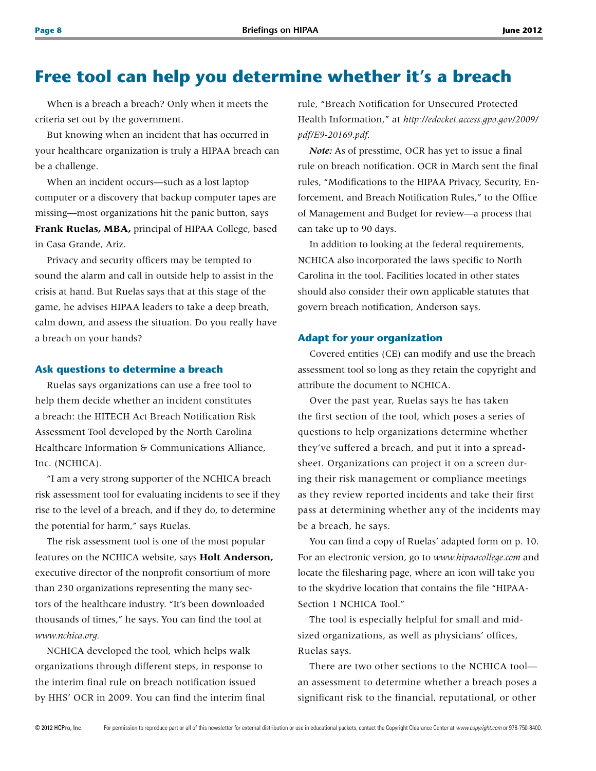# Free tool can help you determine whether it's a breach

When is a breach a breach? Only when it meets the criteria set out by the government.

But knowing when an incident that has occurred in your healthcare organization is truly a HIPAA breach can be a challenge.

When an incident occurs—such as a lost laptop computer or a discovery that backup computer tapes are missing—most organizations hit the panic button, says **Frank Ruelas, MBA,** principal of HIPAA College, based in Casa Grande, Ariz.

Privacy and security officers may be tempted to sound the alarm and call in outside help to assist in the crisis at hand. But Ruelas says that at this stage of the game, he advises HIPAA leaders to take a deep breath, calm down, and assess the situation. Do you really have a breach on your hands?

## Ask questions to determine a breach

Ruelas says organizations can use a free tool to help them decide whether an incident constitutes a breach: the HITECH Act Breach Notification Risk Assessment Tool developed by the North Carolina Healthcare Information & Communications Alliance, Inc. (NCHICA).

"I am a very strong supporter of the NCHICA breach risk assessment tool for evaluating incidents to see if they rise to the level of a breach, and if they do, to determine the potential for harm," says Ruelas.

The risk assessment tool is one of the most popular features on the NCHICA website, says **Holt Anderson,** executive director of the nonprofit consortium of more than 230 organizations representing the many sectors of the healthcare industry. "It's been downloaded thousands of times," he says. You can find the tool at *www.nchica.org.*

NCHICA developed the tool, which helps walk organizations through different steps, in response to the interim final rule on breach notification issued by HHS' OCR in 2009. You can find the interim final rule, "Breach Notification for Unsecured Protected Health Information," at *http://edocket.access.gpo.gov/2009/pdf/E9-20169.pdf.*

***Note:*** As of presstime, OCR has yet to issue a final rule on breach notification. OCR in March sent the final rules, "Modifications to the HIPAA Privacy, Security, Enforcement, and Breach Notification Rules," to the Office of Management and Budget for review—a process that can take up to 90 days.

In addition to looking at the federal requirements, NCHICA also incorporated the laws specific to North Carolina in the tool. Facilities located in other states should also consider their own applicable statutes that govern breach notification, Anderson says.

## Adapt for your organization

Covered entities (CE) can modify and use the breach assessment tool so long as they retain the copyright and attribute the document to NCHICA.

Over the past year, Ruelas says he has taken the first section of the tool, which poses a series of questions to help organizations determine whether they've suffered a breach, and put it into a spreadsheet. Organizations can project it on a screen during their risk management or compliance meetings as they review reported incidents and take their first pass at determining whether any of the incidents may be a breach, he says.

You can find a copy of Ruelas' adapted form on p. 10. For an electronic version, go to *www.hipaacollege.com* and locate the filesharing page, where an icon will take you to the skydrive location that contains the file "HIPAA-Section 1 NCHICA Tool."

The tool is especially helpful for small and midsized organizations, as well as physicians' offices, Ruelas says.

There are two other sections to the NCHICA tool—an assessment to determine whether a breach poses a significant risk to the financial, reputational, or other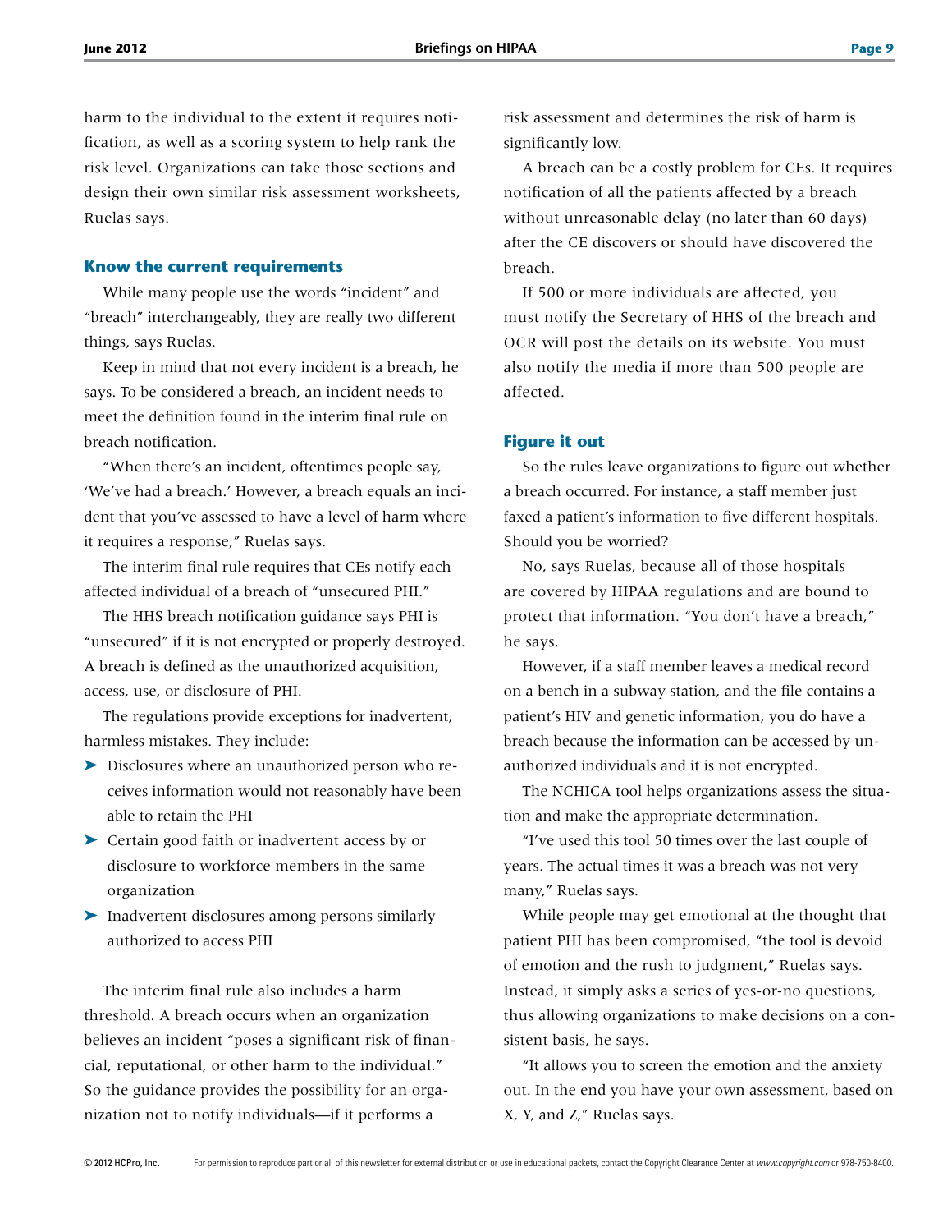harm to the individual to the extent it requires notification, as well as a scoring system to help rank the risk level. Organizations can take those sections and design their own similar risk assessment worksheets, Ruelas says.

### Know the current requirements

While many people use the words "incident" and "breach" interchangeably, they are really two different things, says Ruelas.

Keep in mind that not every incident is a breach, he says. To be considered a breach, an incident needs to meet the definition found in the interim final rule on breach notification.

"When there's an incident, oftentimes people say, 'We've had a breach.' However, a breach equals an incident that you've assessed to have a level of harm where it requires a response," Ruelas says.

The interim final rule requires that CEs notify each affected individual of a breach of "unsecured PHI."

The HHS breach notification guidance says PHI is "unsecured" if it is not encrypted or properly destroyed. A breach is defined as the unauthorized acquisition, access, use, or disclosure of PHI.

The regulations provide exceptions for inadvertent, harmless mistakes. They include:

- Disclosures where an unauthorized person who receives information would not reasonably have been able to retain the PHI
- Certain good faith or inadvertent access by or disclosure to workforce members in the same organization
- Inadvertent disclosures among persons similarly authorized to access PHI

The interim final rule also includes a harm threshold. A breach occurs when an organization believes an incident "poses a significant risk of financial, reputational, or other harm to the individual." So the guidance provides the possibility for an organization not to notify individuals—if it performs a risk assessment and determines the risk of harm is significantly low.

A breach can be a costly problem for CEs. It requires notification of all the patients affected by a breach without unreasonable delay (no later than 60 days) after the CE discovers or should have discovered the breach.

If 500 or more individuals are affected, you must notify the Secretary of HHS of the breach and OCR will post the details on its website. You must also notify the media if more than 500 people are affected.

### Figure it out

So the rules leave organizations to figure out whether a breach occurred. For instance, a staff member just faxed a patient's information to five different hospitals. Should you be worried?

No, says Ruelas, because all of those hospitals are covered by HIPAA regulations and are bound to protect that information. "You don't have a breach," he says.

However, if a staff member leaves a medical record on a bench in a subway station, and the file contains a patient's HIV and genetic information, you do have a breach because the information can be accessed by unauthorized individuals and it is not encrypted.

The NCHICA tool helps organizations assess the situation and make the appropriate determination.

"I've used this tool 50 times over the last couple of years. The actual times it was a breach was not very many," Ruelas says.

While people may get emotional at the thought that patient PHI has been compromised, "the tool is devoid of emotion and the rush to judgment," Ruelas says. Instead, it simply asks a series of yes-or-no questions, thus allowing organizations to make decisions on a consistent basis, he says.

"It allows you to screen the emotion and the anxiety out. In the end you have your own assessment, based on X, Y, and Z," Ruelas says.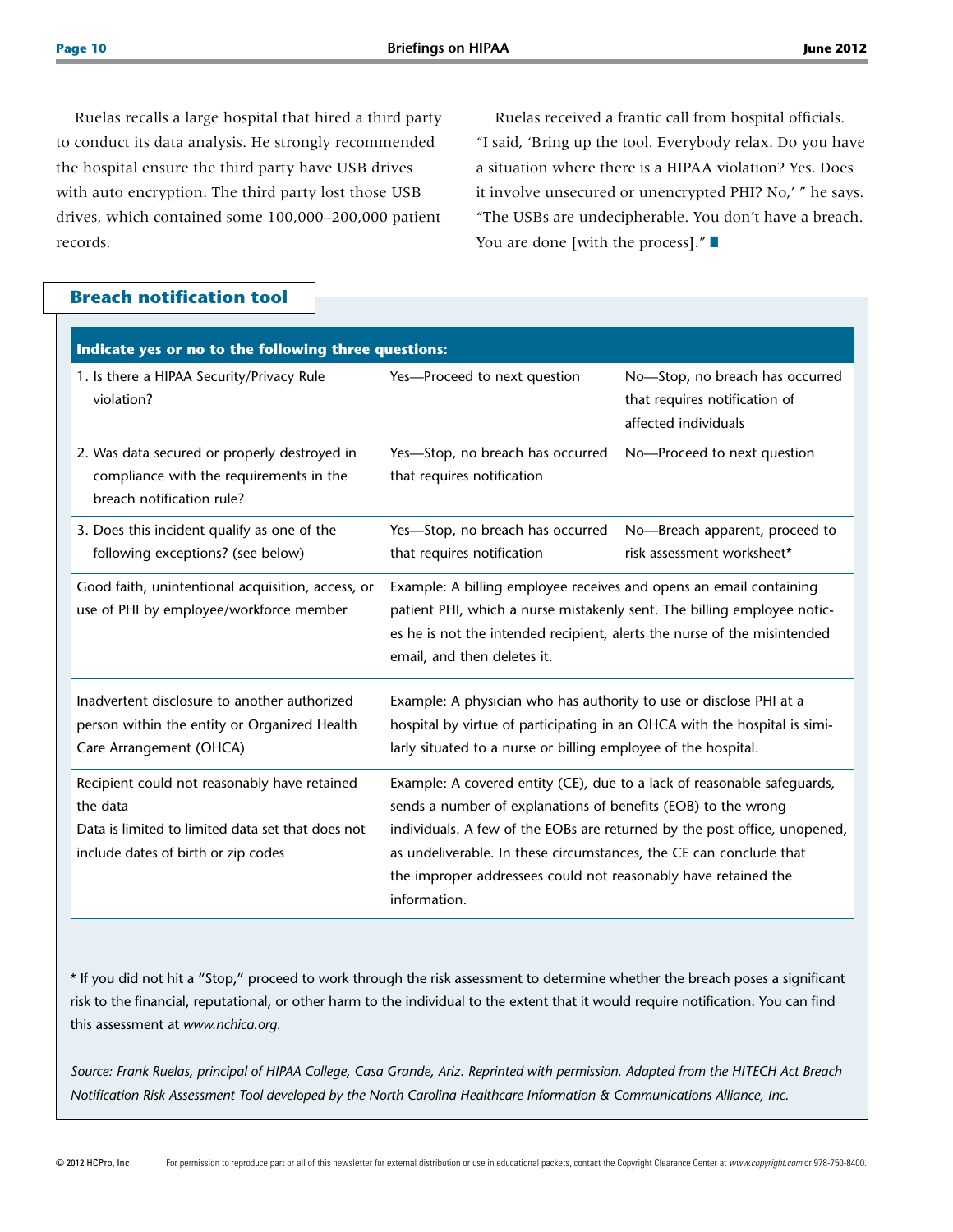Ruelas recalls a large hospital that hired a third party to conduct its data analysis. He strongly recommended the hospital ensure the third party have USB drives with auto encryption. The third party lost those USB drives, which contained some 100,000–200,000 patient records.

Ruelas received a frantic call from hospital officials. "I said, 'Bring up the tool. Everybody relax. Do you have a situation where there is a HIPAA violation? Yes. Does it involve unsecured or unencrypted PHI? No,' " he says. "The USBs are undecipherable. You don't have a breach. You are done [with the process]." ■

## Breach notification tool

| **Indicate yes or no to the following three questions:** | | |
|---|---|---|
| 1. Is there a HIPAA Security/Privacy Rule violation? | Yes—Proceed to next question | No—Stop, no breach has occurred that requires notification of affected individuals |
| 2. Was data secured or properly destroyed in compliance with the requirements in the breach notification rule? | Yes—Stop, no breach has occurred that requires notification | No—Proceed to next question |
| 3. Does this incident qualify as one of the following exceptions? (see below) | Yes—Stop, no breach has occurred that requires notification | No—Breach apparent, proceed to risk assessment worksheet* |
| Good faith, unintentional acquisition, access, or use of PHI by employee/workforce member | Example: A billing employee receives and opens an email containing patient PHI, which a nurse mistakenly sent. The billing employee notices he is not the intended recipient, alerts the nurse of the misintended email, and then deletes it. | |
| Inadvertent disclosure to another authorized person within the entity or Organized Health Care Arrangement (OHCA) | Example: A physician who has authority to use or disclose PHI at a hospital by virtue of participating in an OHCA with the hospital is similarly situated to a nurse or billing employee of the hospital. | |
| Recipient could not reasonably have retained the data<br>Data is limited to limited data set that does not include dates of birth or zip codes | Example: A covered entity (CE), due to a lack of reasonable safeguards, sends a number of explanations of benefits (EOB) to the wrong individuals. A few of the EOBs are returned by the post office, unopened, as undeliverable. In these circumstances, the CE can conclude that the improper addressees could not reasonably have retained the information. | |

* If you did not hit a "Stop," proceed to work through the risk assessment to determine whether the breach poses a significant risk to the financial, reputational, or other harm to the individual to the extent that it would require notification. You can find this assessment at *www.nchica.org.*

*Source: Frank Ruelas, principal of HIPAA College, Casa Grande, Ariz. Reprinted with permission. Adapted from the HITECH Act Breach Notification Risk Assessment Tool developed by the North Carolina Healthcare Information & Communications Alliance, Inc.*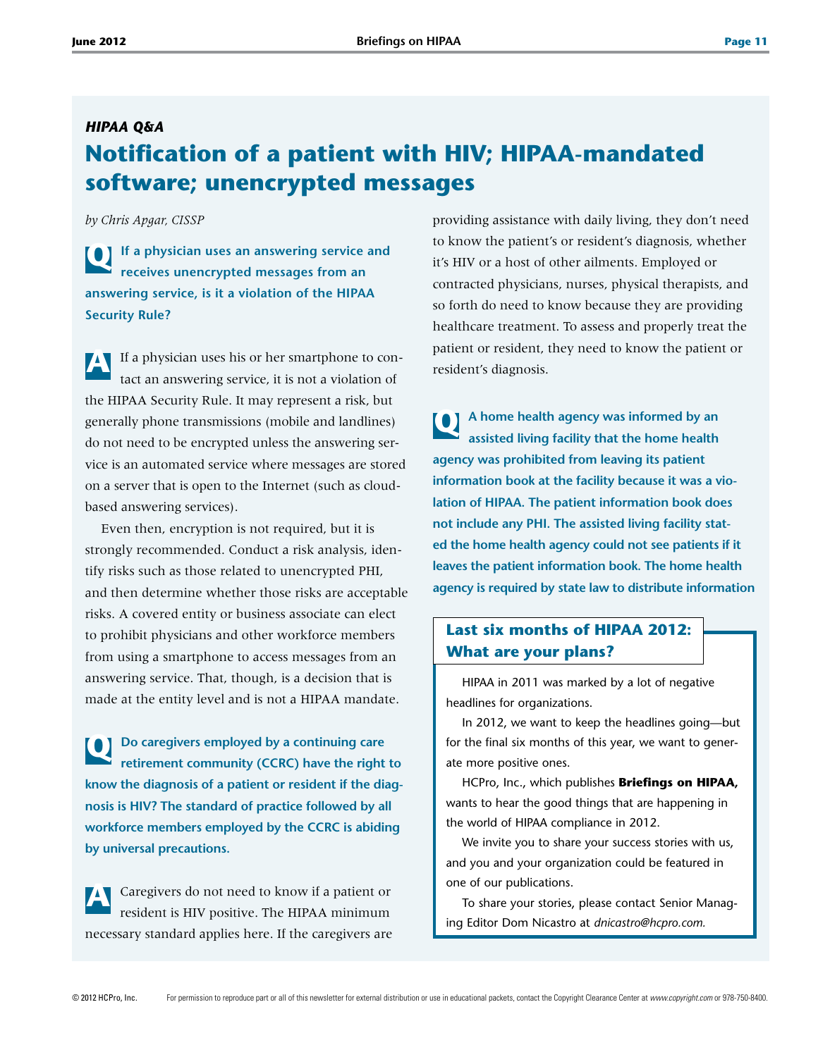*HIPAA Q&A*

# Notification of a patient with HIV; HIPAA-mandated software; unencrypted messages

*by Chris Apgar, CISSP*

**Q** **If a physician uses an answering service and receives unencrypted messages from an answering service, is it a violation of the HIPAA Security Rule?**

**A** If a physician uses his or her smartphone to contact an answering service, it is not a violation of the HIPAA Security Rule. It may represent a risk, but generally phone transmissions (mobile and landlines) do not need to be encrypted unless the answering service is an automated service where messages are stored on a server that is open to the Internet (such as cloud-based answering services).

Even then, encryption is not required, but it is strongly recommended. Conduct a risk analysis, identify risks such as those related to unencrypted PHI, and then determine whether those risks are acceptable risks. A covered entity or business associate can elect to prohibit physicians and other workforce members from using a smartphone to access messages from an answering service. That, though, is a decision that is made at the entity level and is not a HIPAA mandate.

**Q** **Do caregivers employed by a continuing care retirement community (CCRC) have the right to know the diagnosis of a patient or resident if the diagnosis is HIV? The standard of practice followed by all workforce members employed by the CCRC is abiding by universal precautions.**

**A** Caregivers do not need to know if a patient or resident is HIV positive. The HIPAA minimum necessary standard applies here. If the caregivers are providing assistance with daily living, they don't need to know the patient's or resident's diagnosis, whether it's HIV or a host of other ailments. Employed or contracted physicians, nurses, physical therapists, and so forth do need to know because they are providing healthcare treatment. To assess and properly treat the patient or resident, they need to know the patient or resident's diagnosis.

**Q** **A home health agency was informed by an assisted living facility that the home health agency was prohibited from leaving its patient information book at the facility because it was a violation of HIPAA. The patient information book does not include any PHI. The assisted living facility stated the home health agency could not see patients if it leaves the patient information book. The home health agency is required by state law to distribute information**

## Last six months of HIPAA 2012: What are your plans?

HIPAA in 2011 was marked by a lot of negative headlines for organizations.

In 2012, we want to keep the headlines going—but for the final six months of this year, we want to generate more positive ones.

HCPro, Inc., which publishes **Briefings on HIPAA,** wants to hear the good things that are happening in the world of HIPAA compliance in 2012.

We invite you to share your success stories with us, and you and your organization could be featured in one of our publications.

To share your stories, please contact Senior Managing Editor Dom Nicastro at *dnicastro@hcpro.com.*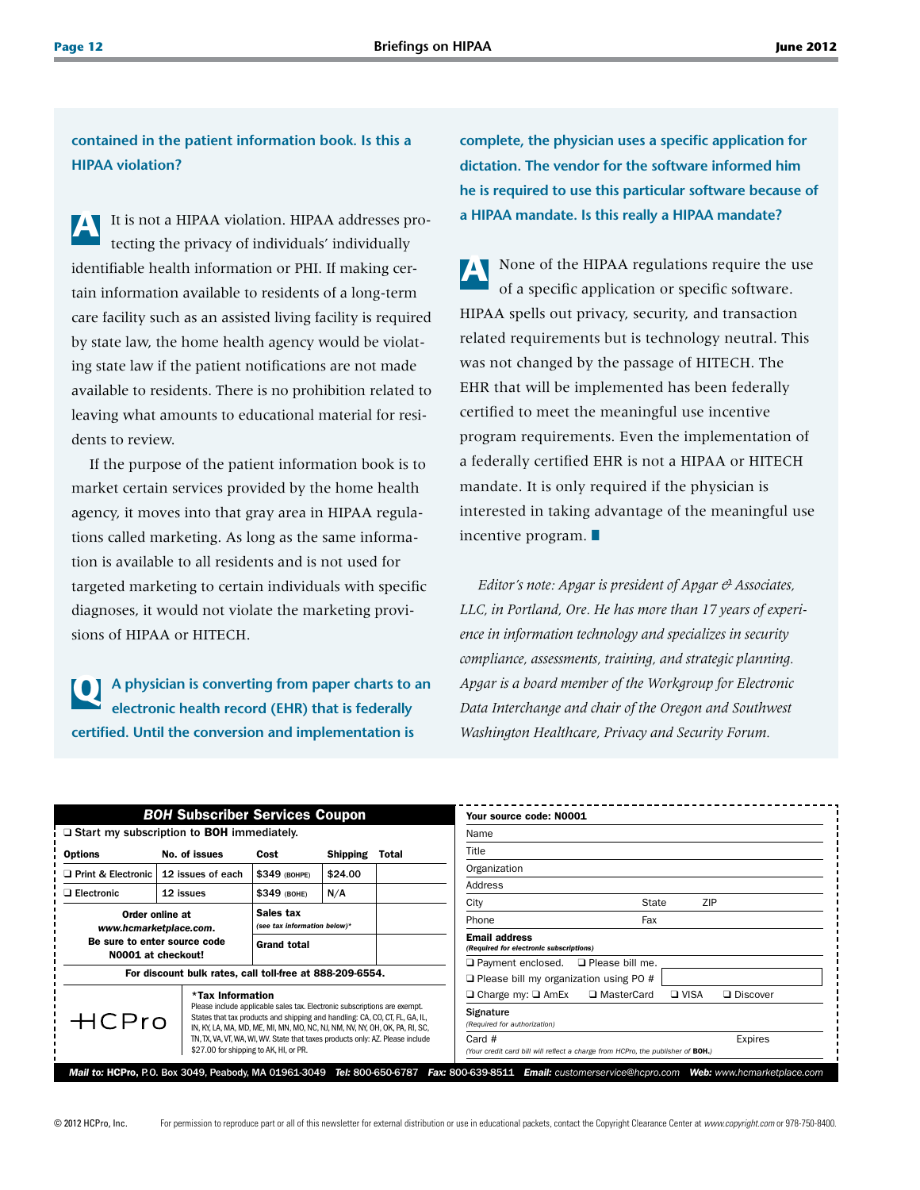**contained in the patient information book. Is this a HIPAA violation?**

**A** It is not a HIPAA violation. HIPAA addresses protecting the privacy of individuals' individually identifiable health information or PHI. If making certain information available to residents of a long-term care facility such as an assisted living facility is required by state law, the home health agency would be violating state law if the patient notifications are not made available to residents. There is no prohibition related to leaving what amounts to educational material for residents to review.

If the purpose of the patient information book is to market certain services provided by the home health agency, it moves into that gray area in HIPAA regulations called marketing. As long as the same information is available to all residents and is not used for targeted marketing to certain individuals with specific diagnoses, it would not violate the marketing provisions of HIPAA or HITECH.

**Q** **A physician is converting from paper charts to an electronic health record (EHR) that is federally certified. Until the conversion and implementation is complete, the physician uses a specific application for dictation. The vendor for the software informed him he is required to use this particular software because of a HIPAA mandate. Is this really a HIPAA mandate?**

**A** None of the HIPAA regulations require the use of a specific application or specific software. HIPAA spells out privacy, security, and transaction related requirements but is technology neutral. This was not changed by the passage of HITECH. The EHR that will be implemented has been federally certified to meet the meaningful use incentive program requirements. Even the implementation of a federally certified EHR is not a HIPAA or HITECH mandate. It is only required if the physician is interested in taking advantage of the meaningful use incentive program. ■

*Editor's note: Apgar is president of Apgar & Associates, LLC, in Portland, Ore. He has more than 17 years of experience in information technology and specializes in security compliance, assessments, training, and strategic planning. Apgar is a board member of the Workgroup for Electronic Data Interchange and chair of the Oregon and Southwest Washington Healthcare, Privacy and Security Forum.*

## *BOH* Subscriber Services Coupon

❑ Start my subscription to **BOH** immediately.

| Options | No. of issues | Cost | Shipping | Total |
|---|---|---|---|---|
| ❑ Print & Electronic | 12 issues of each | $349 (BOHPE) | $24.00 | |
| ❑ Electronic | 12 issues | $349 (BOHE) | N/A | |
| Order online at *www.hcmarketplace.com*. Be sure to enter source code N0001 at checkout! | | Sales tax (see tax information below)* | | |
| | | Grand total | | |

For discount bulk rates, call toll-free at 888-209-6554.

HCPro

**\*Tax Information**
Please include applicable sales tax. Electronic subscriptions are exempt. States that tax products and shipping and handling: CA, CO, CT, FL, GA, IL, IN, KY, LA, MA, MD, ME, MI, MN, MO, NC, NJ, NM, NV, NY, OH, OK, PA, RI, SC, TN, TX, VA, VT, WA, WI, WV. State that taxes products only: AZ. Please include $27.00 for shipping to AK, HI, or PR.

**Your source code: N0001**

Name
Title
Organization
Address
City State ZIP
Phone Fax
**Email address** (Required for electronic subscriptions)

❑ Payment enclosed. ❑ Please bill me.
❑ Please bill my organization using PO #
❑ Charge my: ❑ AmEx ❑ MasterCard ❑ VISA ❑ Discover

**Signature** (Required for authorization)

Card # Expires
(Your credit card bill will reflect a charge from HCPro, the publisher of **BOH**.)

***Mail to:*** **HCPro,** P.O. Box 3049, Peabody, MA 01961-3049 ***Tel:*** 800-650-6787 ***Fax:*** 800-639-8511 ***Email:*** *customerservice@hcpro.com* ***Web:*** *www.hcmarketplace.com*

© 2012 HCPro, Inc. For permission to reproduce part or all of this newsletter for external distribution or use in educational packets, contact the Copyright Clearance Center at *www.copyright.com* or 978-750-8400.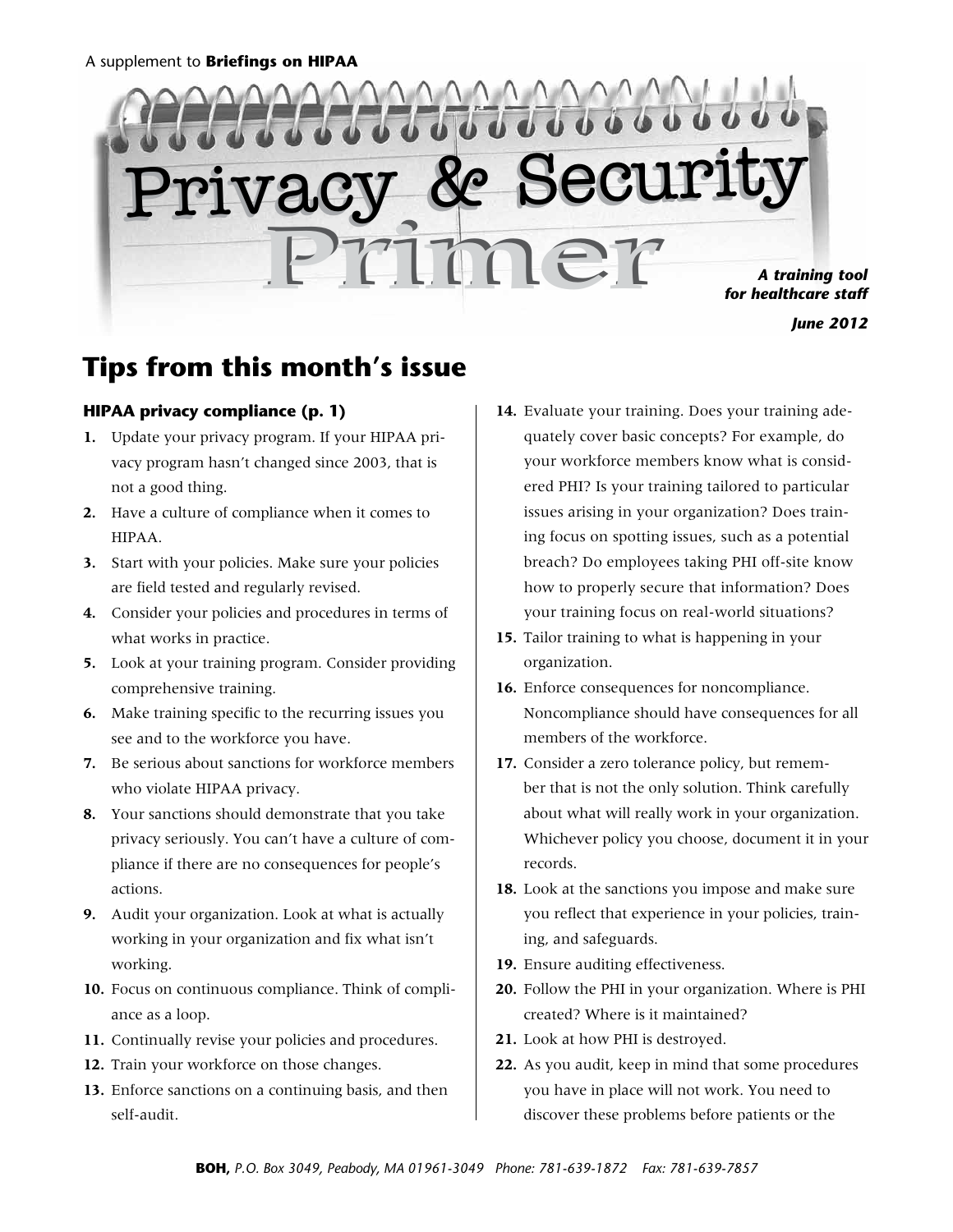A supplement to **Briefings on HIPAA**

# Privacy & Security Primer

***A training tool for healthcare staff***

***June 2012***

## Tips from this month's issue

### HIPAA privacy compliance (p. 1)

1. Update your privacy program. If your HIPAA privacy program hasn't changed since 2003, that is not a good thing.
2. Have a culture of compliance when it comes to HIPAA.
3. Start with your policies. Make sure your policies are field tested and regularly revised.
4. Consider your policies and procedures in terms of what works in practice.
5. Look at your training program. Consider providing comprehensive training.
6. Make training specific to the recurring issues you see and to the workforce you have.
7. Be serious about sanctions for workforce members who violate HIPAA privacy.
8. Your sanctions should demonstrate that you take privacy seriously. You can't have a culture of compliance if there are no consequences for people's actions.
9. Audit your organization. Look at what is actually working in your organization and fix what isn't working.
10. Focus on continuous compliance. Think of compliance as a loop.
11. Continually revise your policies and procedures.
12. Train your workforce on those changes.
13. Enforce sanctions on a continuing basis, and then self-audit.
14. Evaluate your training. Does your training adequately cover basic concepts? For example, do your workforce members know what is considered PHI? Is your training tailored to particular issues arising in your organization? Does training focus on spotting issues, such as a potential breach? Do employees taking PHI off-site know how to properly secure that information? Does your training focus on real-world situations?
15. Tailor training to what is happening in your organization.
16. Enforce consequences for noncompliance. Noncompliance should have consequences for all members of the workforce.
17. Consider a zero tolerance policy, but remember that is not the only solution. Think carefully about what will really work in your organization. Whichever policy you choose, document it in your records.
18. Look at the sanctions you impose and make sure you reflect that experience in your policies, training, and safeguards.
19. Ensure auditing effectiveness.
20. Follow the PHI in your organization. Where is PHI created? Where is it maintained?
21. Look at how PHI is destroyed.
22. As you audit, keep in mind that some procedures you have in place will not work. You need to discover these problems before patients or the

***BOH,** P.O. Box 3049, Peabody, MA 01961-3049 Phone: 781-639-1872 Fax: 781-639-7857*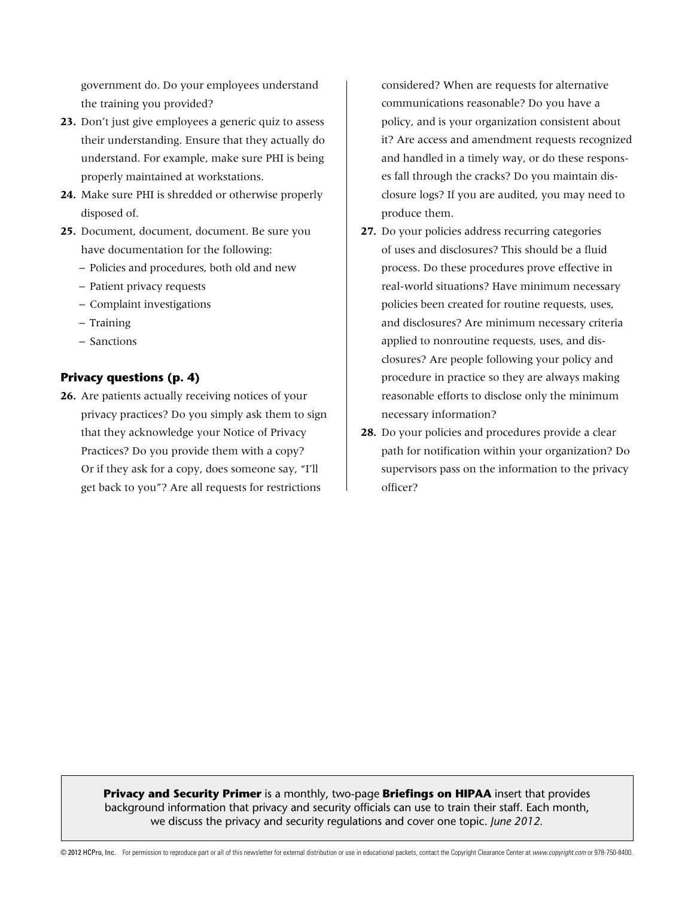government do. Do your employees understand the training you provided?

23. Don't just give employees a generic quiz to assess their understanding. Ensure that they actually do understand. For example, make sure PHI is being properly maintained at workstations.
24. Make sure PHI is shredded or otherwise properly disposed of.
25. Document, document, document. Be sure you have documentation for the following:
    - Policies and procedures, both old and new
    - Patient privacy requests
    - Complaint investigations
    - Training
    - Sanctions

### Privacy questions (p. 4)

26. Are patients actually receiving notices of your privacy practices? Do you simply ask them to sign that they acknowledge your Notice of Privacy Practices? Do you provide them with a copy? Or if they ask for a copy, does someone say, "I'll get back to you"? Are all requests for restrictions considered? When are requests for alternative communications reasonable? Do you have a policy, and is your organization consistent about it? Are access and amendment requests recognized and handled in a timely way, or do these responses fall through the cracks? Do you maintain disclosure logs? If you are audited, you may need to produce them.
27. Do your policies address recurring categories of uses and disclosures? This should be a fluid process. Do these procedures prove effective in real-world situations? Have minimum necessary policies been created for routine requests, uses, and disclosures? Are minimum necessary criteria applied to nonroutine requests, uses, and disclosures? Are people following your policy and procedure in practice so they are always making reasonable efforts to disclose only the minimum necessary information?
28. Do your policies and procedures provide a clear path for notification within your organization? Do supervisors pass on the information to the privacy officer?

**Privacy and Security Primer** is a monthly, two-page **Briefings on HIPAA** insert that provides background information that privacy and security officials can use to train their staff. Each month, we discuss the privacy and security regulations and cover one topic. *June 2012.*

© 2012 HCPro, Inc. For permission to reproduce part or all of this newsletter for external distribution or use in educational packets, contact the Copyright Clearance Center at *www.copyright.com* or 978-750-8400.